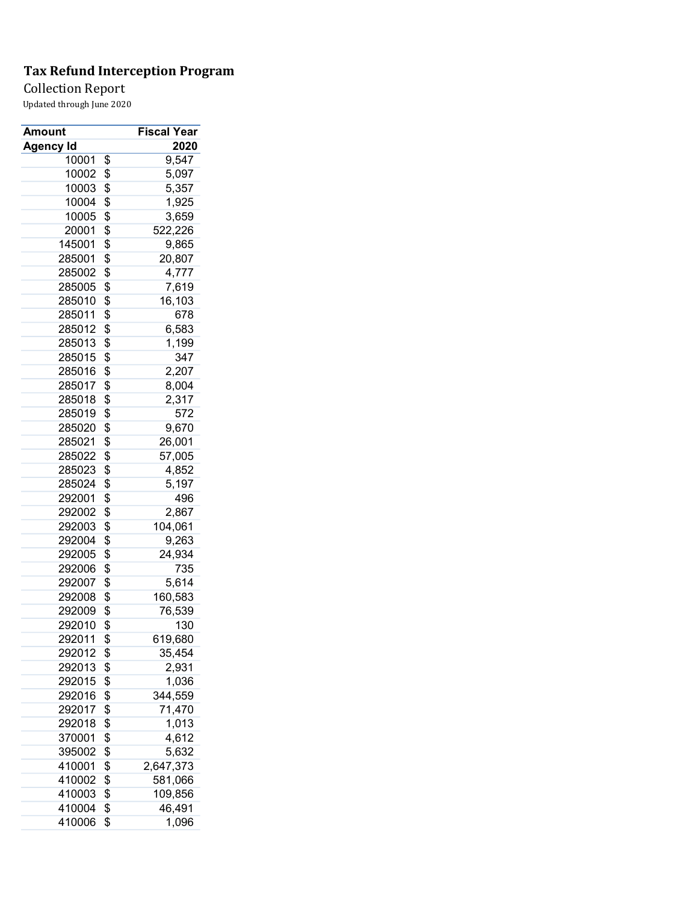# Tax Refund Interception Program

Collection Report

Updated through June 2020

| Amount | Fiscal Year |
|---|---|
| Agency Id | 2020 |
| 10001 | $ 9,547 |
| 10002 | $ 5,097 |
| 10003 | $ 5,357 |
| 10004 | $ 1,925 |
| 10005 | $ 3,659 |
| 20001 | $ 522,226 |
| 145001 | $ 9,865 |
| 285001 | $ 20,807 |
| 285002 | $ 4,777 |
| 285005 | $ 7,619 |
| 285010 | $ 16,103 |
| 285011 | $ 678 |
| 285012 | $ 6,583 |
| 285013 | $ 1,199 |
| 285015 | $ 347 |
| 285016 | $ 2,207 |
| 285017 | $ 8,004 |
| 285018 | $ 2,317 |
| 285019 | $ 572 |
| 285020 | $ 9,670 |
| 285021 | $ 26,001 |
| 285022 | $ 57,005 |
| 285023 | $ 4,852 |
| 285024 | $ 5,197 |
| 292001 | $ 496 |
| 292002 | $ 2,867 |
| 292003 | $ 104,061 |
| 292004 | $ 9,263 |
| 292005 | $ 24,934 |
| 292006 | $ 735 |
| 292007 | $ 5,614 |
| 292008 | $ 160,583 |
| 292009 | $ 76,539 |
| 292010 | $ 130 |
| 292011 | $ 619,680 |
| 292012 | $ 35,454 |
| 292013 | $ 2,931 |
| 292015 | $ 1,036 |
| 292016 | $ 344,559 |
| 292017 | $ 71,470 |
| 292018 | $ 1,013 |
| 370001 | $ 4,612 |
| 395002 | $ 5,632 |
| 410001 | $ 2,647,373 |
| 410002 | $ 581,066 |
| 410003 | $ 109,856 |
| 410004 | $ 46,491 |
| 410006 | $ 1,096 |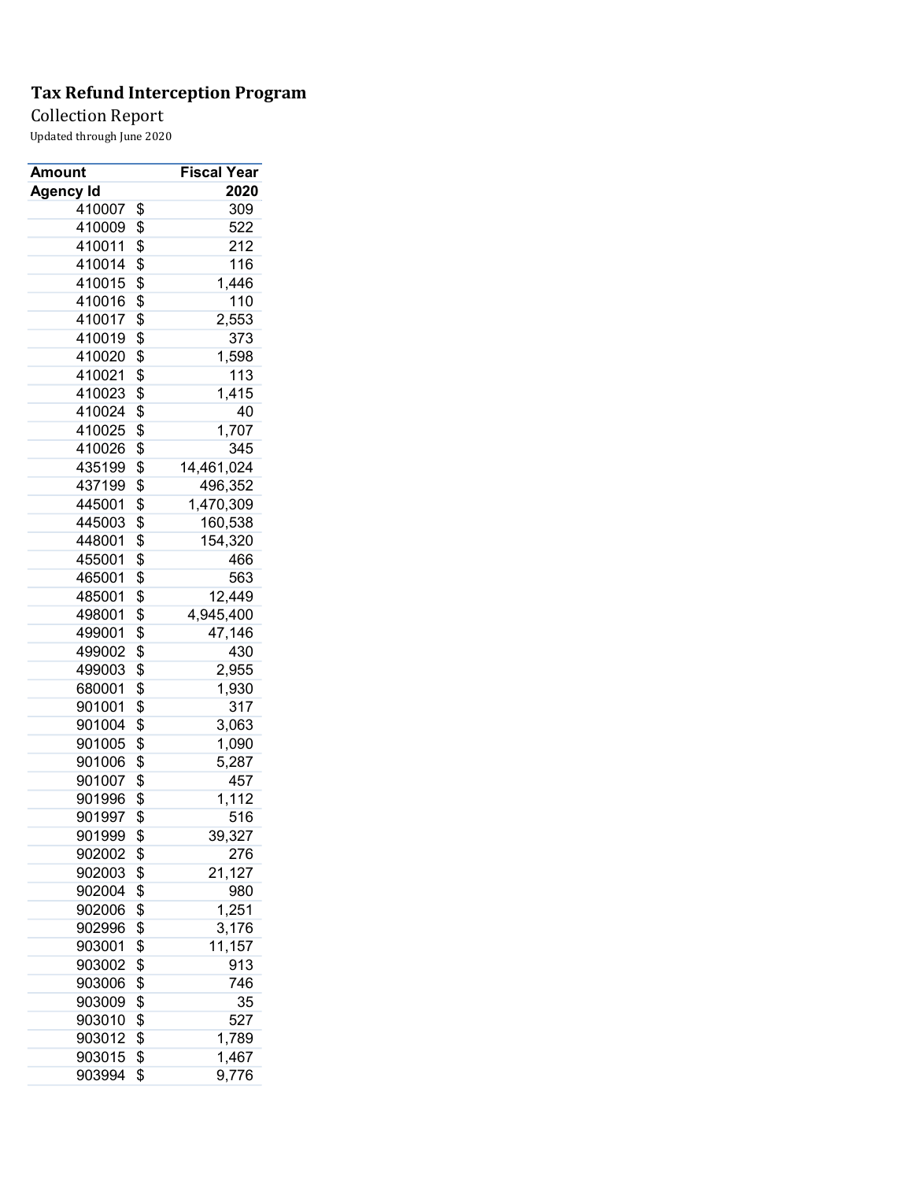# Tax Refund Interception Program

Collection Report

Updated through June 2020

| Amount | Fiscal Year |
|---|---|
| Agency Id | 2020 |
| 410007 | $ 309 |
| 410009 | $ 522 |
| 410011 | $ 212 |
| 410014 | $ 116 |
| 410015 | $ 1,446 |
| 410016 | $ 110 |
| 410017 | $ 2,553 |
| 410019 | $ 373 |
| 410020 | $ 1,598 |
| 410021 | $ 113 |
| 410023 | $ 1,415 |
| 410024 | $ 40 |
| 410025 | $ 1,707 |
| 410026 | $ 345 |
| 435199 | $ 14,461,024 |
| 437199 | $ 496,352 |
| 445001 | $ 1,470,309 |
| 445003 | $ 160,538 |
| 448001 | $ 154,320 |
| 455001 | $ 466 |
| 465001 | $ 563 |
| 485001 | $ 12,449 |
| 498001 | $ 4,945,400 |
| 499001 | $ 47,146 |
| 499002 | $ 430 |
| 499003 | $ 2,955 |
| 680001 | $ 1,930 |
| 901001 | $ 317 |
| 901004 | $ 3,063 |
| 901005 | $ 1,090 |
| 901006 | $ 5,287 |
| 901007 | $ 457 |
| 901996 | $ 1,112 |
| 901997 | $ 516 |
| 901999 | $ 39,327 |
| 902002 | $ 276 |
| 902003 | $ 21,127 |
| 902004 | $ 980 |
| 902006 | $ 1,251 |
| 902996 | $ 3,176 |
| 903001 | $ 11,157 |
| 903002 | $ 913 |
| 903006 | $ 746 |
| 903009 | $ 35 |
| 903010 | $ 527 |
| 903012 | $ 1,789 |
| 903015 | $ 1,467 |
| 903994 | $ 9,776 |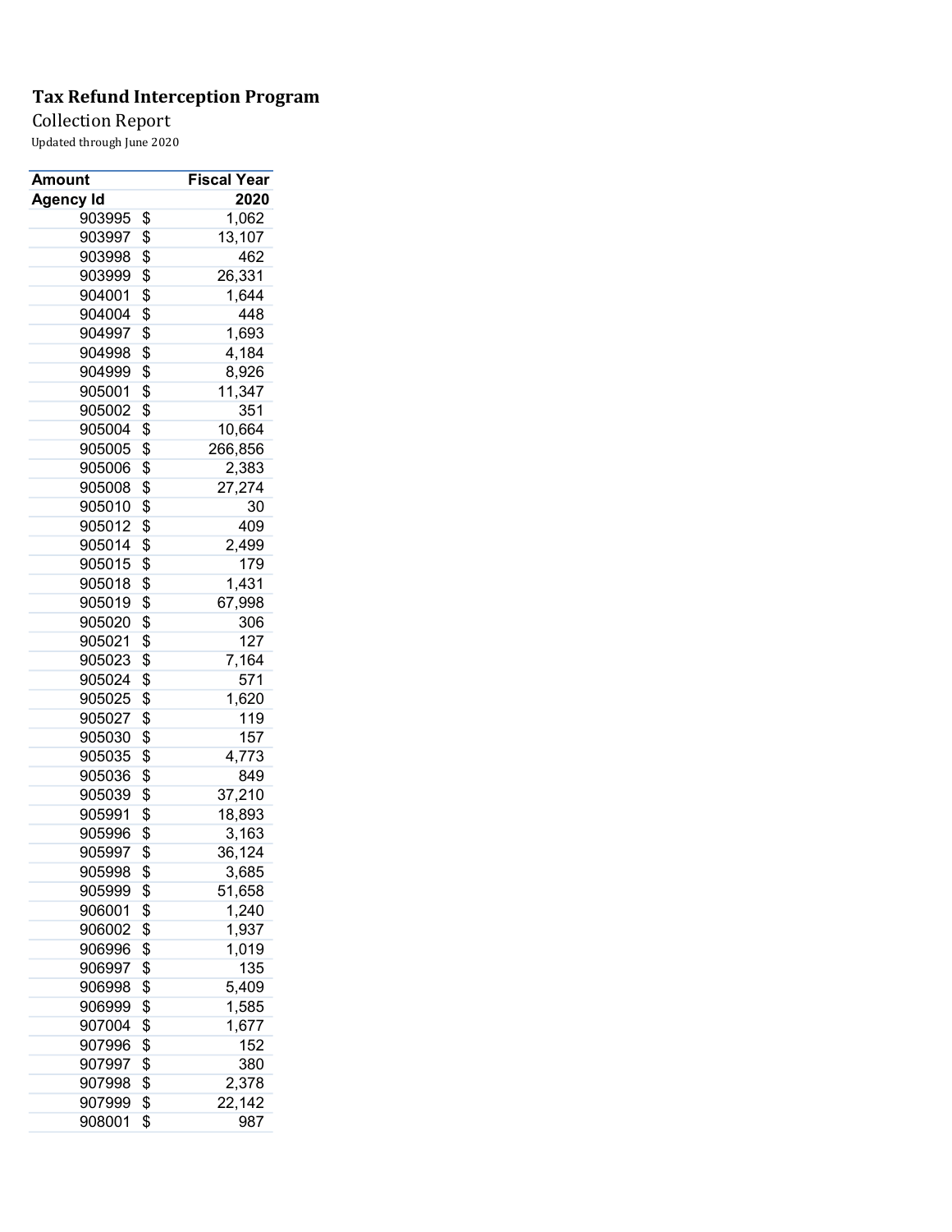**Tax Refund Interception Program**

Collection Report

Updated through June 2020

| Amount | Fiscal Year |
|---|---|
| **Agency Id** | **2020** |
| 903995 | $ 1,062 |
| 903997 | $ 13,107 |
| 903998 | $ 462 |
| 903999 | $ 26,331 |
| 904001 | $ 1,644 |
| 904004 | $ 448 |
| 904997 | $ 1,693 |
| 904998 | $ 4,184 |
| 904999 | $ 8,926 |
| 905001 | $ 11,347 |
| 905002 | $ 351 |
| 905004 | $ 10,664 |
| 905005 | $ 266,856 |
| 905006 | $ 2,383 |
| 905008 | $ 27,274 |
| 905010 | $ 30 |
| 905012 | $ 409 |
| 905014 | $ 2,499 |
| 905015 | $ 179 |
| 905018 | $ 1,431 |
| 905019 | $ 67,998 |
| 905020 | $ 306 |
| 905021 | $ 127 |
| 905023 | $ 7,164 |
| 905024 | $ 571 |
| 905025 | $ 1,620 |
| 905027 | $ 119 |
| 905030 | $ 157 |
| 905035 | $ 4,773 |
| 905036 | $ 849 |
| 905039 | $ 37,210 |
| 905991 | $ 18,893 |
| 905996 | $ 3,163 |
| 905997 | $ 36,124 |
| 905998 | $ 3,685 |
| 905999 | $ 51,658 |
| 906001 | $ 1,240 |
| 906002 | $ 1,937 |
| 906996 | $ 1,019 |
| 906997 | $ 135 |
| 906998 | $ 5,409 |
| 906999 | $ 1,585 |
| 907004 | $ 1,677 |
| 907996 | $ 152 |
| 907997 | $ 380 |
| 907998 | $ 2,378 |
| 907999 | $ 22,142 |
| 908001 | $ 987 |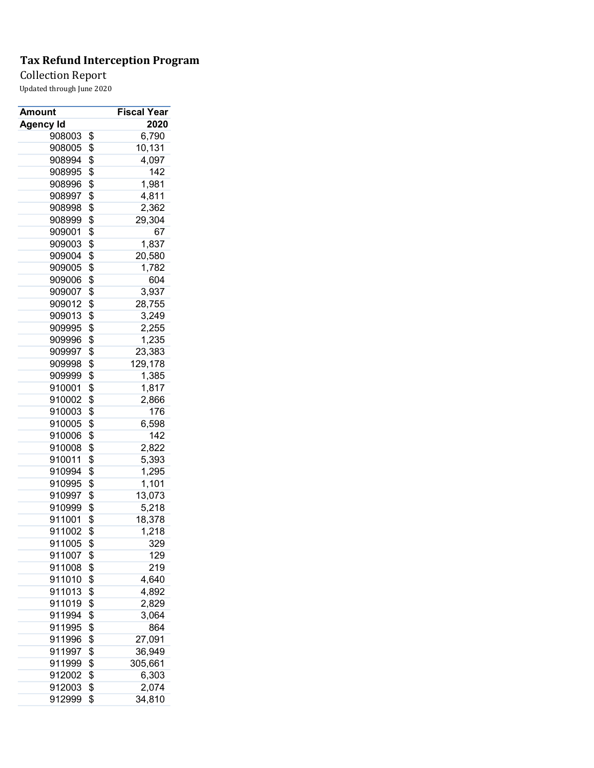**Tax Refund Interception Program**

Collection Report

Updated through June 2020

| Amount | | Fiscal Year |
|---|---|---|
| Agency Id | | 2020 |
| 908003 | $ | 6,790 |
| 908005 | $ | 10,131 |
| 908994 | $ | 4,097 |
| 908995 | $ | 142 |
| 908996 | $ | 1,981 |
| 908997 | $ | 4,811 |
| 908998 | $ | 2,362 |
| 908999 | $ | 29,304 |
| 909001 | $ | 67 |
| 909003 | $ | 1,837 |
| 909004 | $ | 20,580 |
| 909005 | $ | 1,782 |
| 909006 | $ | 604 |
| 909007 | $ | 3,937 |
| 909012 | $ | 28,755 |
| 909013 | $ | 3,249 |
| 909995 | $ | 2,255 |
| 909996 | $ | 1,235 |
| 909997 | $ | 23,383 |
| 909998 | $ | 129,178 |
| 909999 | $ | 1,385 |
| 910001 | $ | 1,817 |
| 910002 | $ | 2,866 |
| 910003 | $ | 176 |
| 910005 | $ | 6,598 |
| 910006 | $ | 142 |
| 910008 | $ | 2,822 |
| 910011 | $ | 5,393 |
| 910994 | $ | 1,295 |
| 910995 | $ | 1,101 |
| 910997 | $ | 13,073 |
| 910999 | $ | 5,218 |
| 911001 | $ | 18,378 |
| 911002 | $ | 1,218 |
| 911005 | $ | 329 |
| 911007 | $ | 129 |
| 911008 | $ | 219 |
| 911010 | $ | 4,640 |
| 911013 | $ | 4,892 |
| 911019 | $ | 2,829 |
| 911994 | $ | 3,064 |
| 911995 | $ | 864 |
| 911996 | $ | 27,091 |
| 911997 | $ | 36,949 |
| 911999 | $ | 305,661 |
| 912002 | $ | 6,303 |
| 912003 | $ | 2,074 |
| 912999 | $ | 34,810 |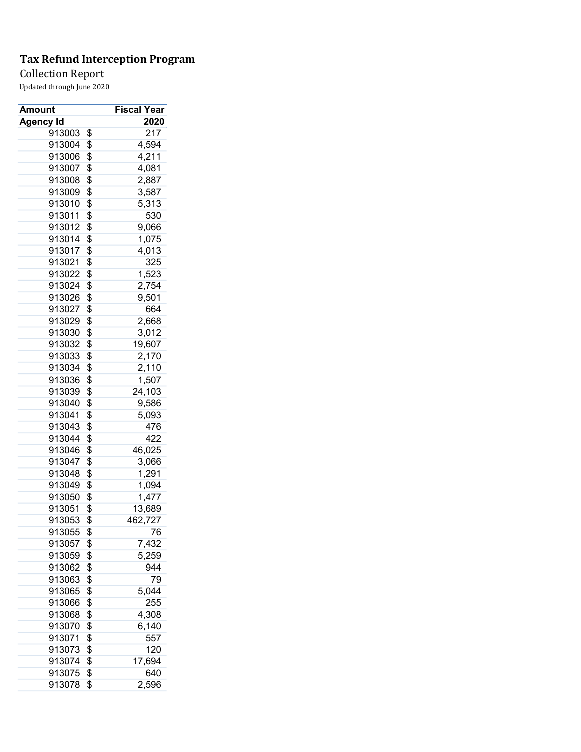**Tax Refund Interception Program**

Collection Report

Updated through June 2020

| Amount | Fiscal Year |
|---|---|
| **Agency Id** | **2020** |
| 913003 | $ 217 |
| 913004 | $ 4,594 |
| 913006 | $ 4,211 |
| 913007 | $ 4,081 |
| 913008 | $ 2,887 |
| 913009 | $ 3,587 |
| 913010 | $ 5,313 |
| 913011 | $ 530 |
| 913012 | $ 9,066 |
| 913014 | $ 1,075 |
| 913017 | $ 4,013 |
| 913021 | $ 325 |
| 913022 | $ 1,523 |
| 913024 | $ 2,754 |
| 913026 | $ 9,501 |
| 913027 | $ 664 |
| 913029 | $ 2,668 |
| 913030 | $ 3,012 |
| 913032 | $ 19,607 |
| 913033 | $ 2,170 |
| 913034 | $ 2,110 |
| 913036 | $ 1,507 |
| 913039 | $ 24,103 |
| 913040 | $ 9,586 |
| 913041 | $ 5,093 |
| 913043 | $ 476 |
| 913044 | $ 422 |
| 913046 | $ 46,025 |
| 913047 | $ 3,066 |
| 913048 | $ 1,291 |
| 913049 | $ 1,094 |
| 913050 | $ 1,477 |
| 913051 | $ 13,689 |
| 913053 | $ 462,727 |
| 913055 | $ 76 |
| 913057 | $ 7,432 |
| 913059 | $ 5,259 |
| 913062 | $ 944 |
| 913063 | $ 79 |
| 913065 | $ 5,044 |
| 913066 | $ 255 |
| 913068 | $ 4,308 |
| 913070 | $ 6,140 |
| 913071 | $ 557 |
| 913073 | $ 120 |
| 913074 | $ 17,694 |
| 913075 | $ 640 |
| 913078 | $ 2,596 |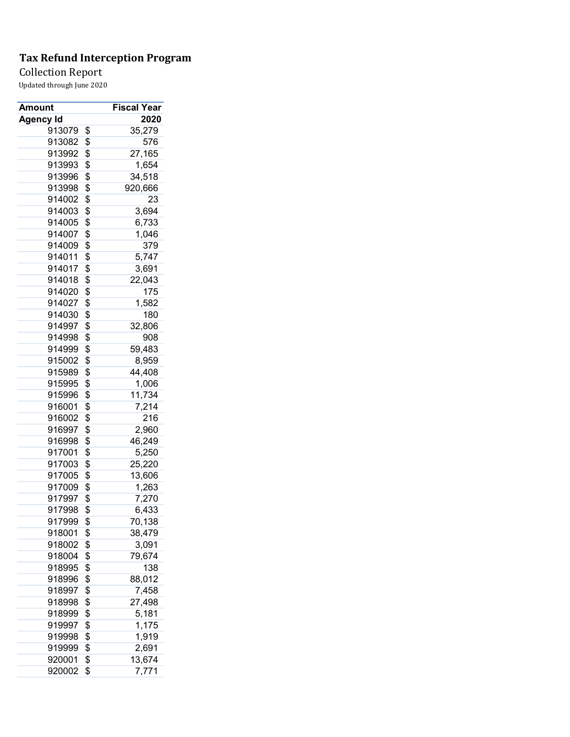**Tax Refund Interception Program**

Collection Report

Updated through June 2020

| Amount | Fiscal Year |
|---|---|
| Agency Id | 2020 |
| 913079 | $ 35,279 |
| 913082 | $ 576 |
| 913992 | $ 27,165 |
| 913993 | $ 1,654 |
| 913996 | $ 34,518 |
| 913998 | $ 920,666 |
| 914002 | $ 23 |
| 914003 | $ 3,694 |
| 914005 | $ 6,733 |
| 914007 | $ 1,046 |
| 914009 | $ 379 |
| 914011 | $ 5,747 |
| 914017 | $ 3,691 |
| 914018 | $ 22,043 |
| 914020 | $ 175 |
| 914027 | $ 1,582 |
| 914030 | $ 180 |
| 914997 | $ 32,806 |
| 914998 | $ 908 |
| 914999 | $ 59,483 |
| 915002 | $ 8,959 |
| 915989 | $ 44,408 |
| 915995 | $ 1,006 |
| 915996 | $ 11,734 |
| 916001 | $ 7,214 |
| 916002 | $ 216 |
| 916997 | $ 2,960 |
| 916998 | $ 46,249 |
| 917001 | $ 5,250 |
| 917003 | $ 25,220 |
| 917005 | $ 13,606 |
| 917009 | $ 1,263 |
| 917997 | $ 7,270 |
| 917998 | $ 6,433 |
| 917999 | $ 70,138 |
| 918001 | $ 38,479 |
| 918002 | $ 3,091 |
| 918004 | $ 79,674 |
| 918995 | $ 138 |
| 918996 | $ 88,012 |
| 918997 | $ 7,458 |
| 918998 | $ 27,498 |
| 918999 | $ 5,181 |
| 919997 | $ 1,175 |
| 919998 | $ 1,919 |
| 919999 | $ 2,691 |
| 920001 | $ 13,674 |
| 920002 | $ 7,771 |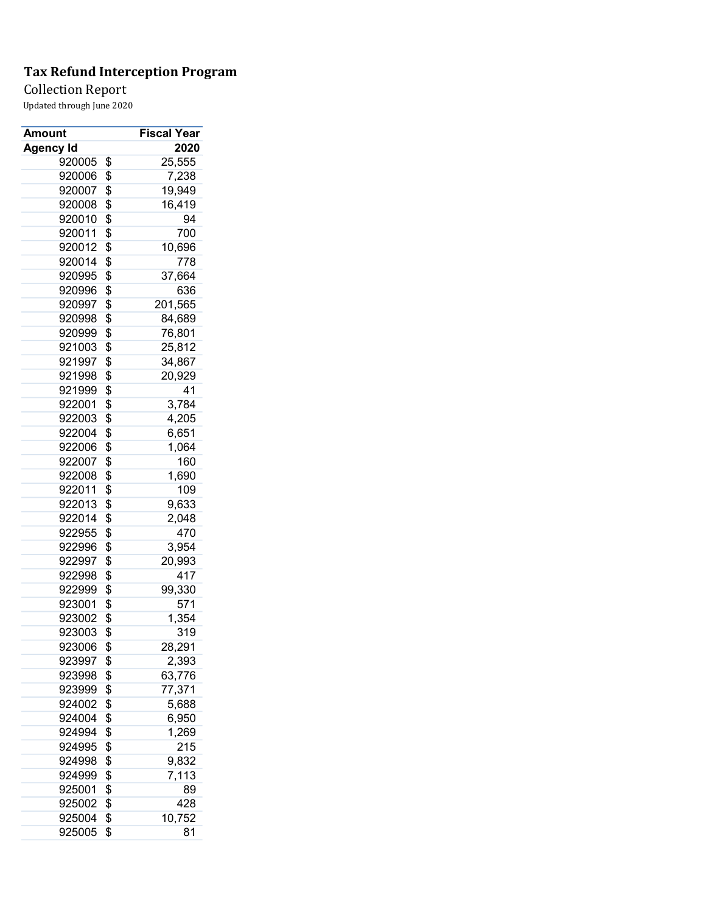# Tax Refund Interception Program

Collection Report

Updated through June 2020

| Amount | | Fiscal Year |
|---|---|---|
| **Agency Id** | | **2020** |
| 920005 | $ | 25,555 |
| 920006 | $ | 7,238 |
| 920007 | $ | 19,949 |
| 920008 | $ | 16,419 |
| 920010 | $ | 94 |
| 920011 | $ | 700 |
| 920012 | $ | 10,696 |
| 920014 | $ | 778 |
| 920995 | $ | 37,664 |
| 920996 | $ | 636 |
| 920997 | $ | 201,565 |
| 920998 | $ | 84,689 |
| 920999 | $ | 76,801 |
| 921003 | $ | 25,812 |
| 921997 | $ | 34,867 |
| 921998 | $ | 20,929 |
| 921999 | $ | 41 |
| 922001 | $ | 3,784 |
| 922003 | $ | 4,205 |
| 922004 | $ | 6,651 |
| 922006 | $ | 1,064 |
| 922007 | $ | 160 |
| 922008 | $ | 1,690 |
| 922011 | $ | 109 |
| 922013 | $ | 9,633 |
| 922014 | $ | 2,048 |
| 922955 | $ | 470 |
| 922996 | $ | 3,954 |
| 922997 | $ | 20,993 |
| 922998 | $ | 417 |
| 922999 | $ | 99,330 |
| 923001 | $ | 571 |
| 923002 | $ | 1,354 |
| 923003 | $ | 319 |
| 923006 | $ | 28,291 |
| 923997 | $ | 2,393 |
| 923998 | $ | 63,776 |
| 923999 | $ | 77,371 |
| 924002 | $ | 5,688 |
| 924004 | $ | 6,950 |
| 924994 | $ | 1,269 |
| 924995 | $ | 215 |
| 924998 | $ | 9,832 |
| 924999 | $ | 7,113 |
| 925001 | $ | 89 |
| 925002 | $ | 428 |
| 925004 | $ | 10,752 |
| 925005 | $ | 81 |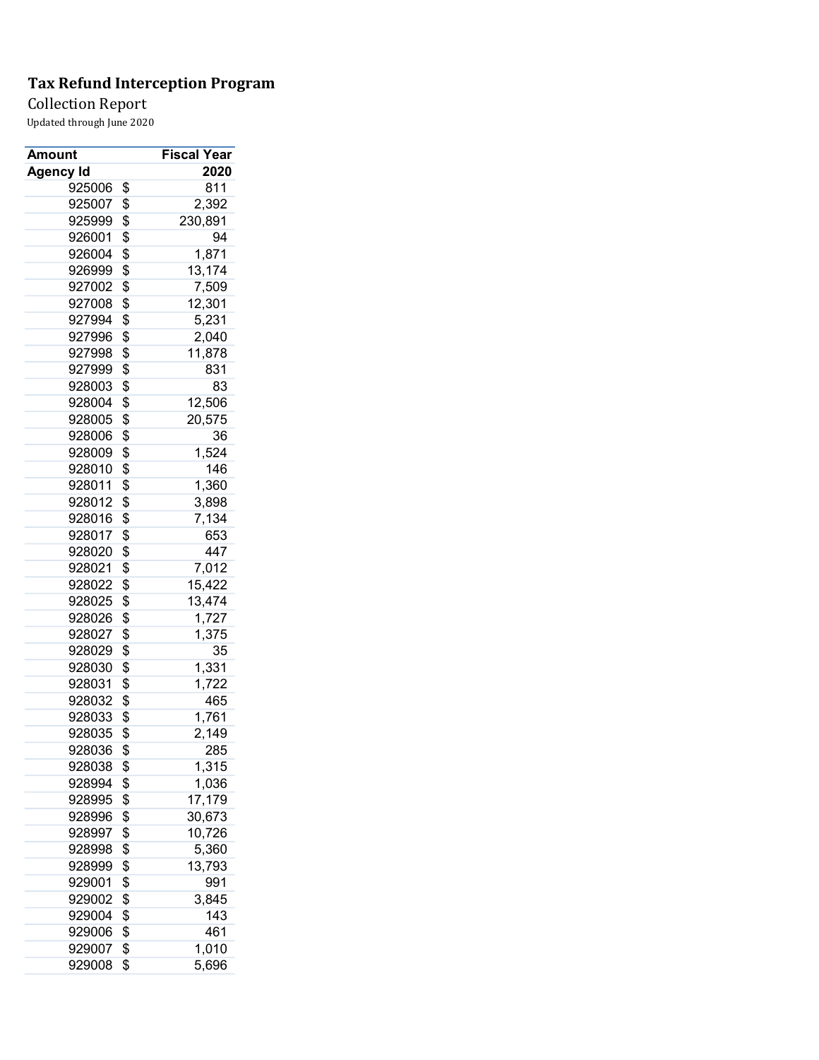**Tax Refund Interception Program**

Collection Report

Updated through June 2020

| Amount | | Fiscal Year |
|---|---|---|
| Agency Id | | 2020 |
| 925006 | $ | 811 |
| 925007 | $ | 2,392 |
| 925999 | $ | 230,891 |
| 926001 | $ | 94 |
| 926004 | $ | 1,871 |
| 926999 | $ | 13,174 |
| 927002 | $ | 7,509 |
| 927008 | $ | 12,301 |
| 927994 | $ | 5,231 |
| 927996 | $ | 2,040 |
| 927998 | $ | 11,878 |
| 927999 | $ | 831 |
| 928003 | $ | 83 |
| 928004 | $ | 12,506 |
| 928005 | $ | 20,575 |
| 928006 | $ | 36 |
| 928009 | $ | 1,524 |
| 928010 | $ | 146 |
| 928011 | $ | 1,360 |
| 928012 | $ | 3,898 |
| 928016 | $ | 7,134 |
| 928017 | $ | 653 |
| 928020 | $ | 447 |
| 928021 | $ | 7,012 |
| 928022 | $ | 15,422 |
| 928025 | $ | 13,474 |
| 928026 | $ | 1,727 |
| 928027 | $ | 1,375 |
| 928029 | $ | 35 |
| 928030 | $ | 1,331 |
| 928031 | $ | 1,722 |
| 928032 | $ | 465 |
| 928033 | $ | 1,761 |
| 928035 | $ | 2,149 |
| 928036 | $ | 285 |
| 928038 | $ | 1,315 |
| 928994 | $ | 1,036 |
| 928995 | $ | 17,179 |
| 928996 | $ | 30,673 |
| 928997 | $ | 10,726 |
| 928998 | $ | 5,360 |
| 928999 | $ | 13,793 |
| 929001 | $ | 991 |
| 929002 | $ | 3,845 |
| 929004 | $ | 143 |
| 929006 | $ | 461 |
| 929007 | $ | 1,010 |
| 929008 | $ | 5,696 |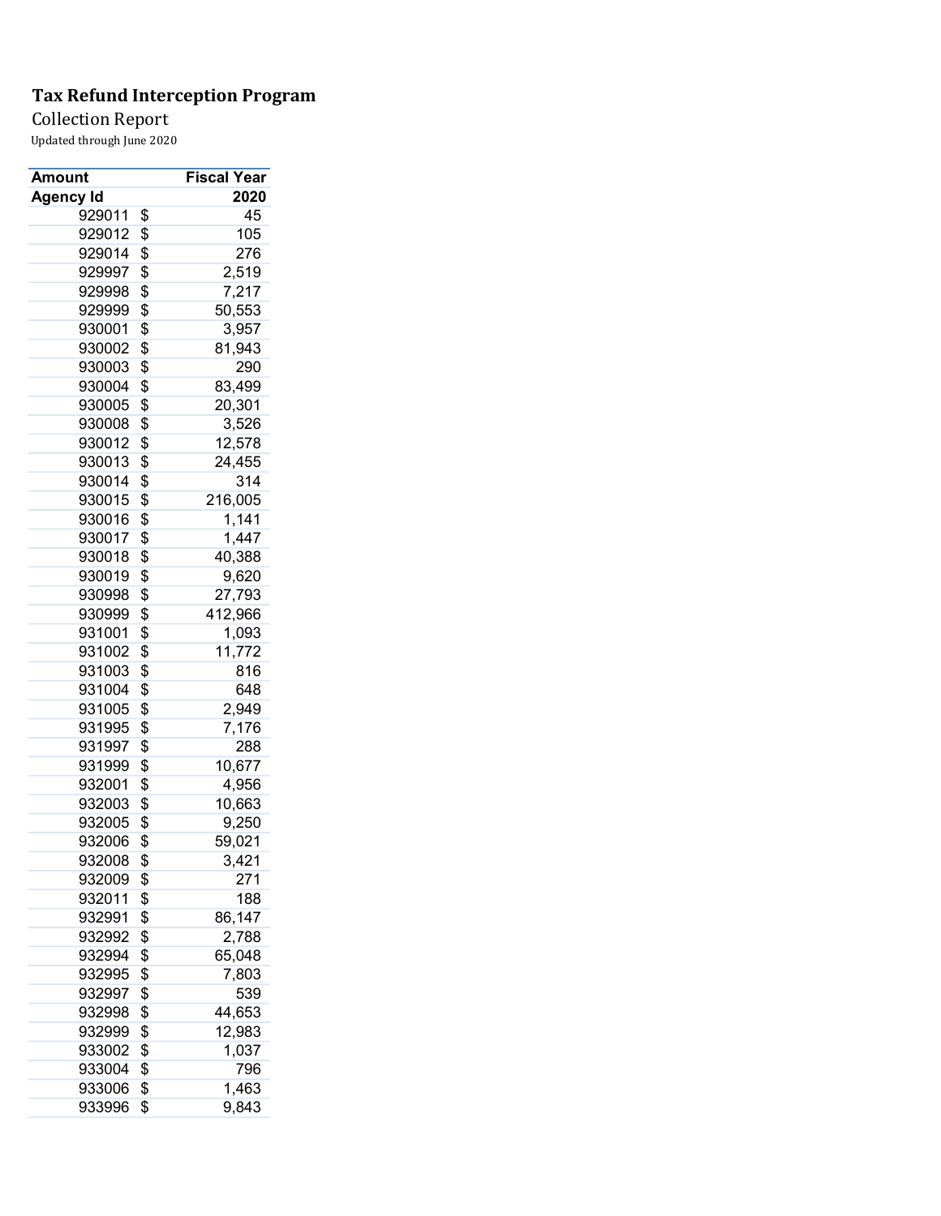**Tax Refund Interception Program**

Collection Report

Updated through June 2020

| Amount | Fiscal Year |
|---|---|
| **Agency Id** | **2020** |
| 929011 | $ 45 |
| 929012 | $ 105 |
| 929014 | $ 276 |
| 929997 | $ 2,519 |
| 929998 | $ 7,217 |
| 929999 | $ 50,553 |
| 930001 | $ 3,957 |
| 930002 | $ 81,943 |
| 930003 | $ 290 |
| 930004 | $ 83,499 |
| 930005 | $ 20,301 |
| 930008 | $ 3,526 |
| 930012 | $ 12,578 |
| 930013 | $ 24,455 |
| 930014 | $ 314 |
| 930015 | $ 216,005 |
| 930016 | $ 1,141 |
| 930017 | $ 1,447 |
| 930018 | $ 40,388 |
| 930019 | $ 9,620 |
| 930998 | $ 27,793 |
| 930999 | $ 412,966 |
| 931001 | $ 1,093 |
| 931002 | $ 11,772 |
| 931003 | $ 816 |
| 931004 | $ 648 |
| 931005 | $ 2,949 |
| 931995 | $ 7,176 |
| 931997 | $ 288 |
| 931999 | $ 10,677 |
| 932001 | $ 4,956 |
| 932003 | $ 10,663 |
| 932005 | $ 9,250 |
| 932006 | $ 59,021 |
| 932008 | $ 3,421 |
| 932009 | $ 271 |
| 932011 | $ 188 |
| 932991 | $ 86,147 |
| 932992 | $ 2,788 |
| 932994 | $ 65,048 |
| 932995 | $ 7,803 |
| 932997 | $ 539 |
| 932998 | $ 44,653 |
| 932999 | $ 12,983 |
| 933002 | $ 1,037 |
| 933004 | $ 796 |
| 933006 | $ 1,463 |
| 933996 | $ 9,843 |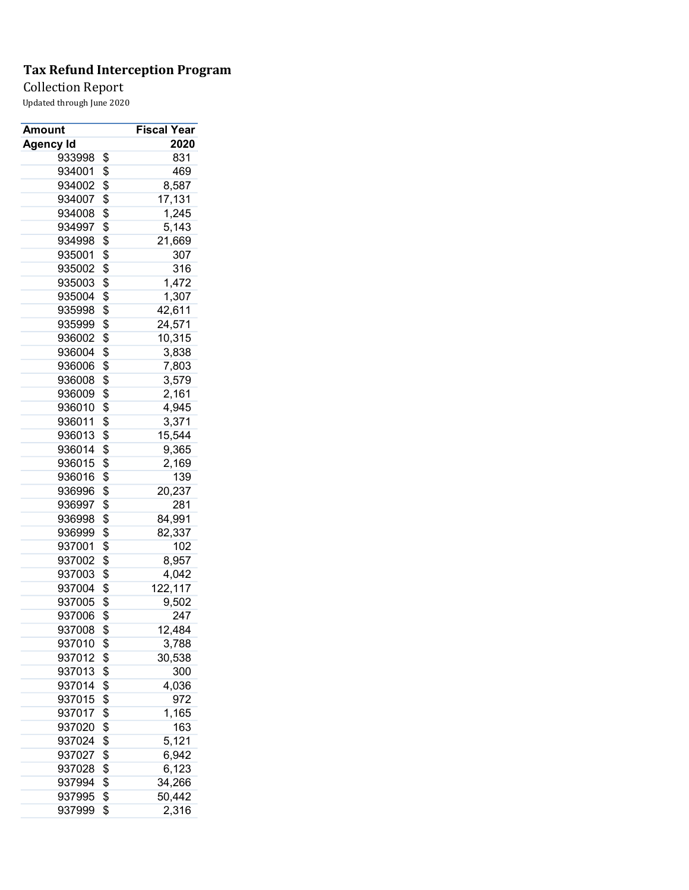**Tax Refund Interception Program**

Collection Report

Updated through June 2020

| Amount | Fiscal Year |
|---|---|
| **Agency Id** | **2020** |
| 933998 | $ 831 |
| 934001 | $ 469 |
| 934002 | $ 8,587 |
| 934007 | $ 17,131 |
| 934008 | $ 1,245 |
| 934997 | $ 5,143 |
| 934998 | $ 21,669 |
| 935001 | $ 307 |
| 935002 | $ 316 |
| 935003 | $ 1,472 |
| 935004 | $ 1,307 |
| 935998 | $ 42,611 |
| 935999 | $ 24,571 |
| 936002 | $ 10,315 |
| 936004 | $ 3,838 |
| 936006 | $ 7,803 |
| 936008 | $ 3,579 |
| 936009 | $ 2,161 |
| 936010 | $ 4,945 |
| 936011 | $ 3,371 |
| 936013 | $ 15,544 |
| 936014 | $ 9,365 |
| 936015 | $ 2,169 |
| 936016 | $ 139 |
| 936996 | $ 20,237 |
| 936997 | $ 281 |
| 936998 | $ 84,991 |
| 936999 | $ 82,337 |
| 937001 | $ 102 |
| 937002 | $ 8,957 |
| 937003 | $ 4,042 |
| 937004 | $ 122,117 |
| 937005 | $ 9,502 |
| 937006 | $ 247 |
| 937008 | $ 12,484 |
| 937010 | $ 3,788 |
| 937012 | $ 30,538 |
| 937013 | $ 300 |
| 937014 | $ 4,036 |
| 937015 | $ 972 |
| 937017 | $ 1,165 |
| 937020 | $ 163 |
| 937024 | $ 5,121 |
| 937027 | $ 6,942 |
| 937028 | $ 6,123 |
| 937994 | $ 34,266 |
| 937995 | $ 50,442 |
| 937999 | $ 2,316 |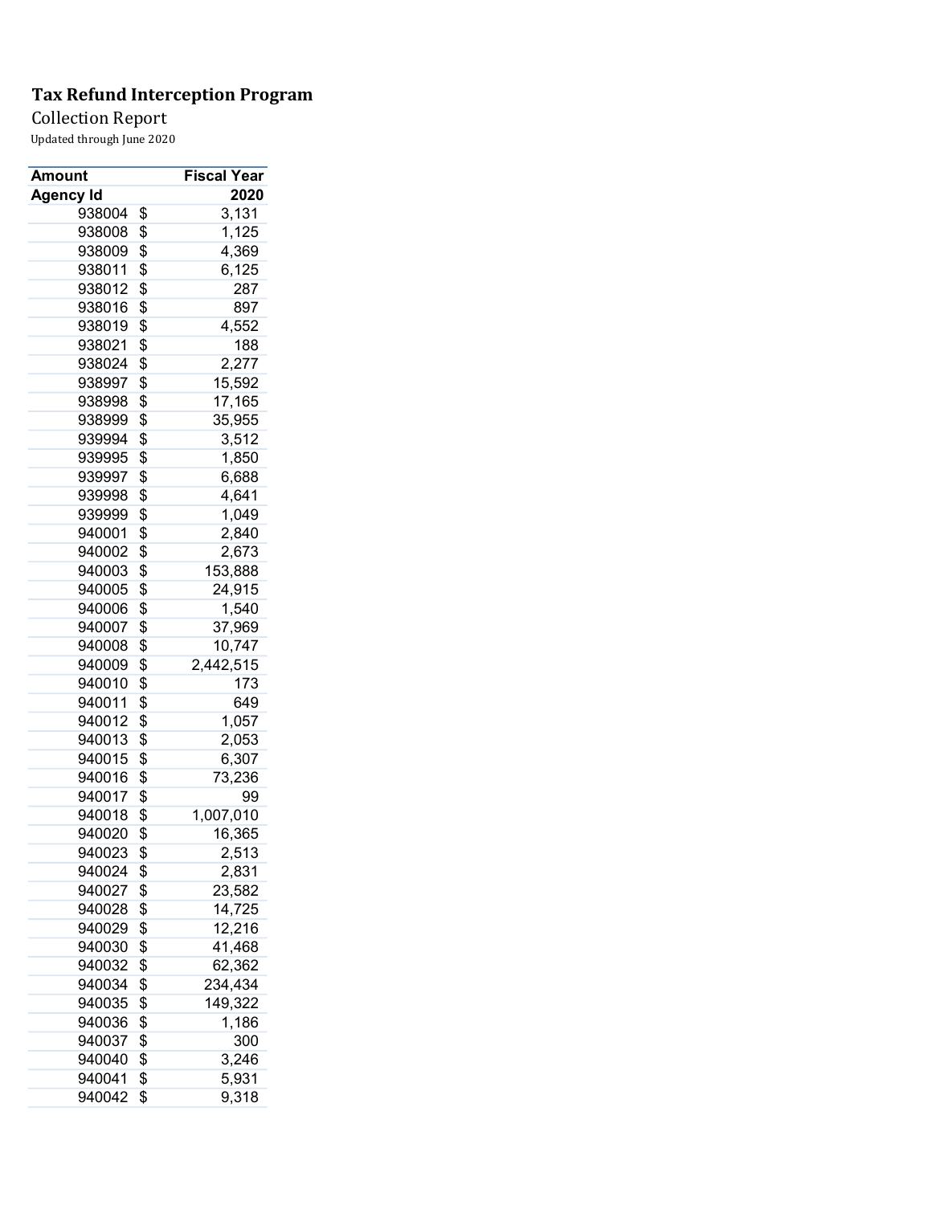**Tax Refund Interception Program**

Collection Report

Updated through June 2020

| Amount | Fiscal Year |
|---|---|
| Agency Id | 2020 |
| 938004 | $ 3,131 |
| 938008 | $ 1,125 |
| 938009 | $ 4,369 |
| 938011 | $ 6,125 |
| 938012 | $ 287 |
| 938016 | $ 897 |
| 938019 | $ 4,552 |
| 938021 | $ 188 |
| 938024 | $ 2,277 |
| 938997 | $ 15,592 |
| 938998 | $ 17,165 |
| 938999 | $ 35,955 |
| 939994 | $ 3,512 |
| 939995 | $ 1,850 |
| 939997 | $ 6,688 |
| 939998 | $ 4,641 |
| 939999 | $ 1,049 |
| 940001 | $ 2,840 |
| 940002 | $ 2,673 |
| 940003 | $ 153,888 |
| 940005 | $ 24,915 |
| 940006 | $ 1,540 |
| 940007 | $ 37,969 |
| 940008 | $ 10,747 |
| 940009 | $ 2,442,515 |
| 940010 | $ 173 |
| 940011 | $ 649 |
| 940012 | $ 1,057 |
| 940013 | $ 2,053 |
| 940015 | $ 6,307 |
| 940016 | $ 73,236 |
| 940017 | $ 99 |
| 940018 | $ 1,007,010 |
| 940020 | $ 16,365 |
| 940023 | $ 2,513 |
| 940024 | $ 2,831 |
| 940027 | $ 23,582 |
| 940028 | $ 14,725 |
| 940029 | $ 12,216 |
| 940030 | $ 41,468 |
| 940032 | $ 62,362 |
| 940034 | $ 234,434 |
| 940035 | $ 149,322 |
| 940036 | $ 1,186 |
| 940037 | $ 300 |
| 940040 | $ 3,246 |
| 940041 | $ 5,931 |
| 940042 | $ 9,318 |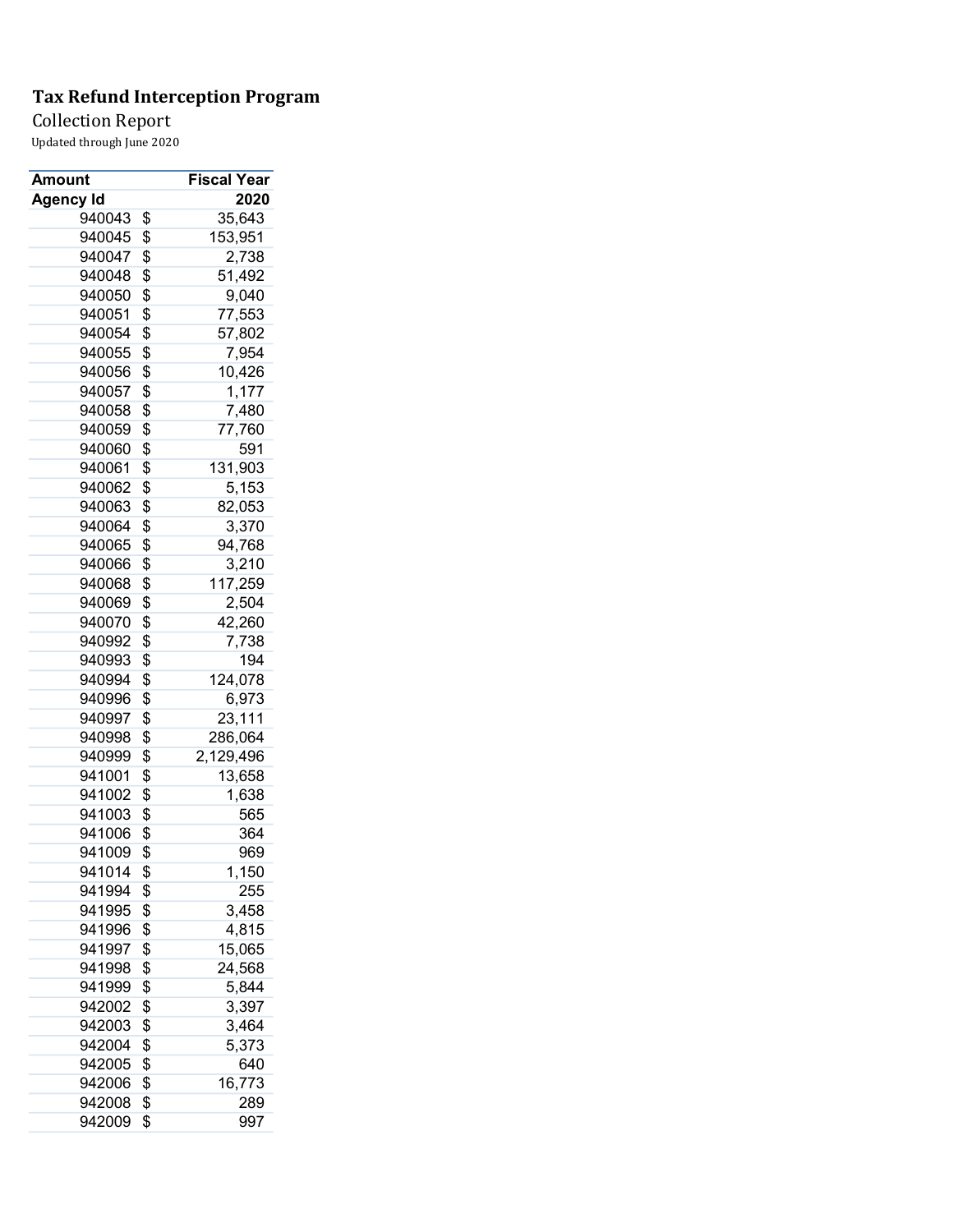**Tax Refund Interception Program**

Collection Report

Updated through June 2020

| Amount | Fiscal Year |
|---|---|
| Agency Id | 2020 |
| 940043 | $ 35,643 |
| 940045 | $ 153,951 |
| 940047 | $ 2,738 |
| 940048 | $ 51,492 |
| 940050 | $ 9,040 |
| 940051 | $ 77,553 |
| 940054 | $ 57,802 |
| 940055 | $ 7,954 |
| 940056 | $ 10,426 |
| 940057 | $ 1,177 |
| 940058 | $ 7,480 |
| 940059 | $ 77,760 |
| 940060 | $ 591 |
| 940061 | $ 131,903 |
| 940062 | $ 5,153 |
| 940063 | $ 82,053 |
| 940064 | $ 3,370 |
| 940065 | $ 94,768 |
| 940066 | $ 3,210 |
| 940068 | $ 117,259 |
| 940069 | $ 2,504 |
| 940070 | $ 42,260 |
| 940992 | $ 7,738 |
| 940993 | $ 194 |
| 940994 | $ 124,078 |
| 940996 | $ 6,973 |
| 940997 | $ 23,111 |
| 940998 | $ 286,064 |
| 940999 | $ 2,129,496 |
| 941001 | $ 13,658 |
| 941002 | $ 1,638 |
| 941003 | $ 565 |
| 941006 | $ 364 |
| 941009 | $ 969 |
| 941014 | $ 1,150 |
| 941994 | $ 255 |
| 941995 | $ 3,458 |
| 941996 | $ 4,815 |
| 941997 | $ 15,065 |
| 941998 | $ 24,568 |
| 941999 | $ 5,844 |
| 942002 | $ 3,397 |
| 942003 | $ 3,464 |
| 942004 | $ 5,373 |
| 942005 | $ 640 |
| 942006 | $ 16,773 |
| 942008 | $ 289 |
| 942009 | $ 997 |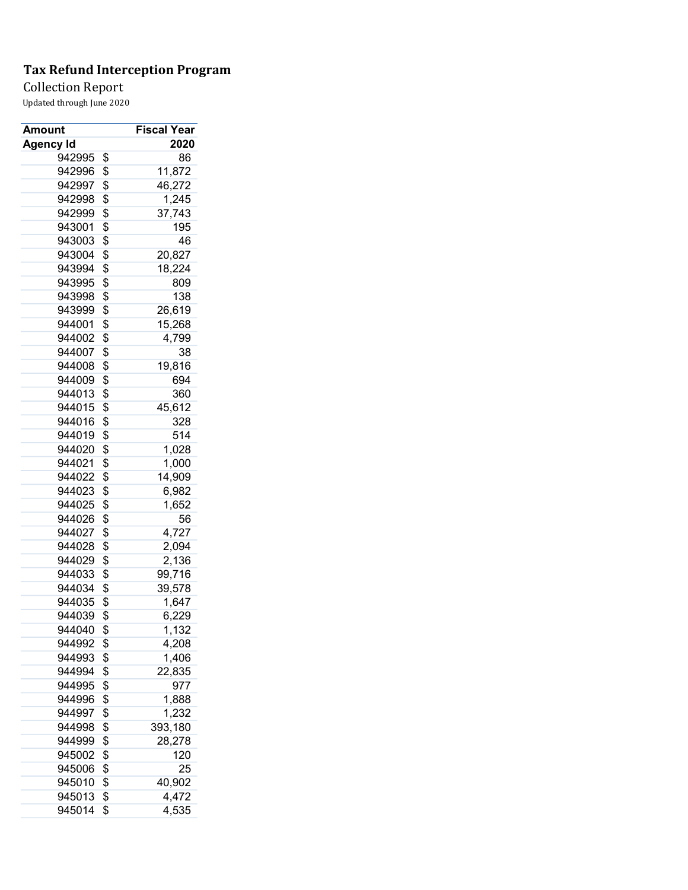**Tax Refund Interception Program**

Collection Report

Updated through June 2020

| Amount | Fiscal Year |
|---|---|
| **Agency Id** | **2020** |
| 942995 | $ 86 |
| 942996 | $ 11,872 |
| 942997 | $ 46,272 |
| 942998 | $ 1,245 |
| 942999 | $ 37,743 |
| 943001 | $ 195 |
| 943003 | $ 46 |
| 943004 | $ 20,827 |
| 943994 | $ 18,224 |
| 943995 | $ 809 |
| 943998 | $ 138 |
| 943999 | $ 26,619 |
| 944001 | $ 15,268 |
| 944002 | $ 4,799 |
| 944007 | $ 38 |
| 944008 | $ 19,816 |
| 944009 | $ 694 |
| 944013 | $ 360 |
| 944015 | $ 45,612 |
| 944016 | $ 328 |
| 944019 | $ 514 |
| 944020 | $ 1,028 |
| 944021 | $ 1,000 |
| 944022 | $ 14,909 |
| 944023 | $ 6,982 |
| 944025 | $ 1,652 |
| 944026 | $ 56 |
| 944027 | $ 4,727 |
| 944028 | $ 2,094 |
| 944029 | $ 2,136 |
| 944033 | $ 99,716 |
| 944034 | $ 39,578 |
| 944035 | $ 1,647 |
| 944039 | $ 6,229 |
| 944040 | $ 1,132 |
| 944992 | $ 4,208 |
| 944993 | $ 1,406 |
| 944994 | $ 22,835 |
| 944995 | $ 977 |
| 944996 | $ 1,888 |
| 944997 | $ 1,232 |
| 944998 | $ 393,180 |
| 944999 | $ 28,278 |
| 945002 | $ 120 |
| 945006 | $ 25 |
| 945010 | $ 40,902 |
| 945013 | $ 4,472 |
| 945014 | $ 4,535 |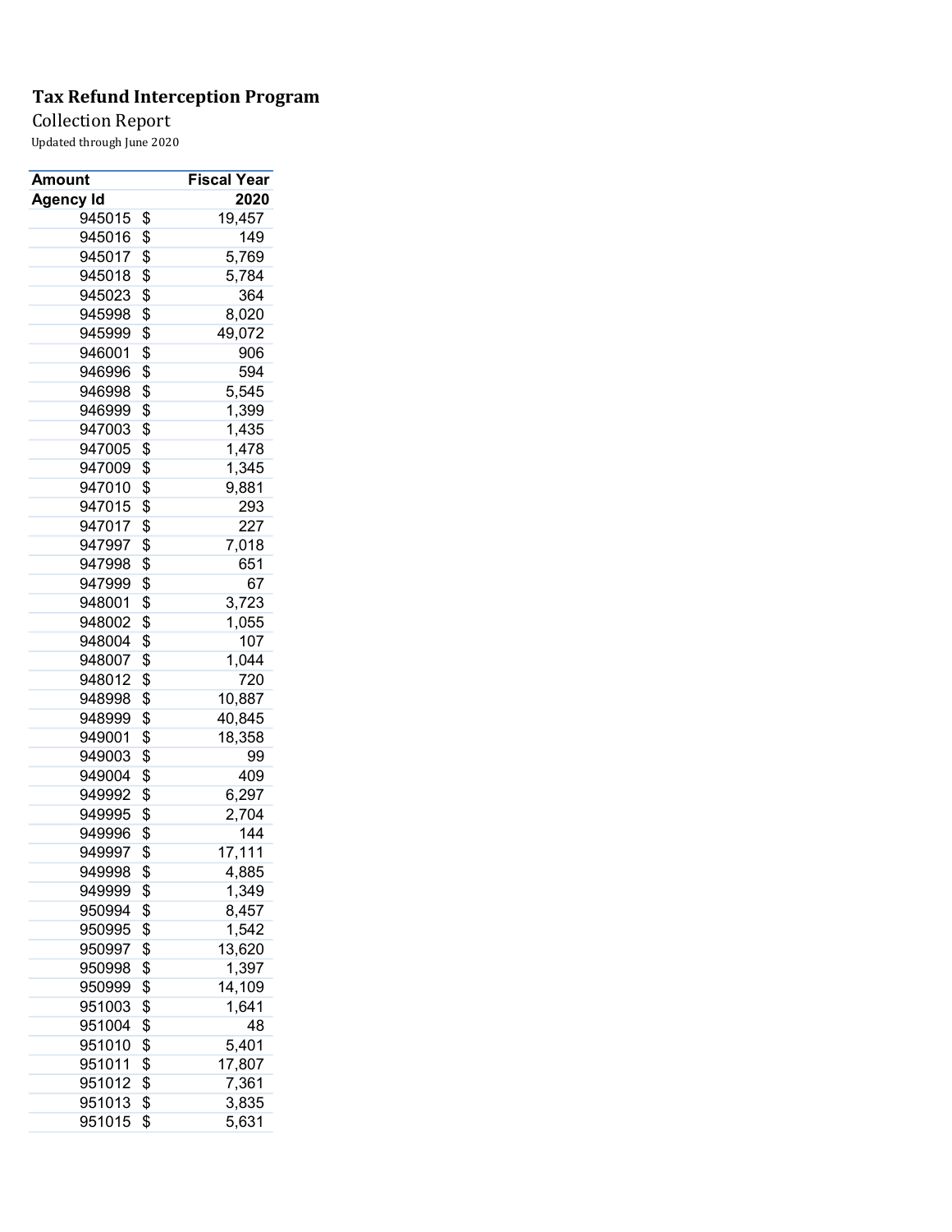# Tax Refund Interception Program

Collection Report

Updated through June 2020

| Amount | | Fiscal Year |
|---|---|---|
| **Agency Id** | | **2020** |
| 945015 | $ | 19,457 |
| 945016 | $ | 149 |
| 945017 | $ | 5,769 |
| 945018 | $ | 5,784 |
| 945023 | $ | 364 |
| 945998 | $ | 8,020 |
| 945999 | $ | 49,072 |
| 946001 | $ | 906 |
| 946996 | $ | 594 |
| 946998 | $ | 5,545 |
| 946999 | $ | 1,399 |
| 947003 | $ | 1,435 |
| 947005 | $ | 1,478 |
| 947009 | $ | 1,345 |
| 947010 | $ | 9,881 |
| 947015 | $ | 293 |
| 947017 | $ | 227 |
| 947997 | $ | 7,018 |
| 947998 | $ | 651 |
| 947999 | $ | 67 |
| 948001 | $ | 3,723 |
| 948002 | $ | 1,055 |
| 948004 | $ | 107 |
| 948007 | $ | 1,044 |
| 948012 | $ | 720 |
| 948998 | $ | 10,887 |
| 948999 | $ | 40,845 |
| 949001 | $ | 18,358 |
| 949003 | $ | 99 |
| 949004 | $ | 409 |
| 949992 | $ | 6,297 |
| 949995 | $ | 2,704 |
| 949996 | $ | 144 |
| 949997 | $ | 17,111 |
| 949998 | $ | 4,885 |
| 949999 | $ | 1,349 |
| 950994 | $ | 8,457 |
| 950995 | $ | 1,542 |
| 950997 | $ | 13,620 |
| 950998 | $ | 1,397 |
| 950999 | $ | 14,109 |
| 951003 | $ | 1,641 |
| 951004 | $ | 48 |
| 951010 | $ | 5,401 |
| 951011 | $ | 17,807 |
| 951012 | $ | 7,361 |
| 951013 | $ | 3,835 |
| 951015 | $ | 5,631 |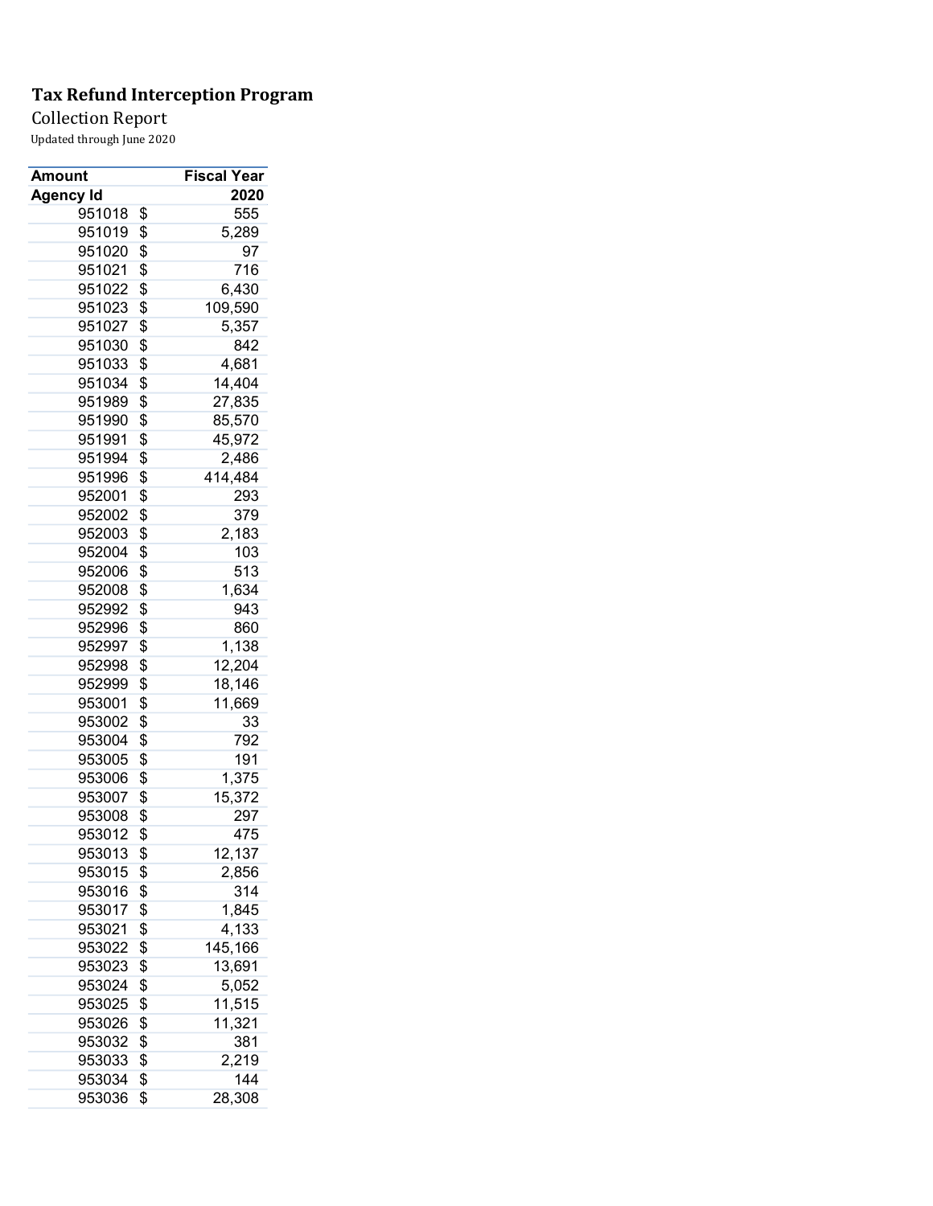**Tax Refund Interception Program**

Collection Report

Updated through June 2020

| Amount | Fiscal Year |
|---|---|
| **Agency Id** | **2020** |
| 951018 | $ 555 |
| 951019 | $ 5,289 |
| 951020 | $ 97 |
| 951021 | $ 716 |
| 951022 | $ 6,430 |
| 951023 | $ 109,590 |
| 951027 | $ 5,357 |
| 951030 | $ 842 |
| 951033 | $ 4,681 |
| 951034 | $ 14,404 |
| 951989 | $ 27,835 |
| 951990 | $ 85,570 |
| 951991 | $ 45,972 |
| 951994 | $ 2,486 |
| 951996 | $ 414,484 |
| 952001 | $ 293 |
| 952002 | $ 379 |
| 952003 | $ 2,183 |
| 952004 | $ 103 |
| 952006 | $ 513 |
| 952008 | $ 1,634 |
| 952992 | $ 943 |
| 952996 | $ 860 |
| 952997 | $ 1,138 |
| 952998 | $ 12,204 |
| 952999 | $ 18,146 |
| 953001 | $ 11,669 |
| 953002 | $ 33 |
| 953004 | $ 792 |
| 953005 | $ 191 |
| 953006 | $ 1,375 |
| 953007 | $ 15,372 |
| 953008 | $ 297 |
| 953012 | $ 475 |
| 953013 | $ 12,137 |
| 953015 | $ 2,856 |
| 953016 | $ 314 |
| 953017 | $ 1,845 |
| 953021 | $ 4,133 |
| 953022 | $ 145,166 |
| 953023 | $ 13,691 |
| 953024 | $ 5,052 |
| 953025 | $ 11,515 |
| 953026 | $ 11,321 |
| 953032 | $ 381 |
| 953033 | $ 2,219 |
| 953034 | $ 144 |
| 953036 | $ 28,308 |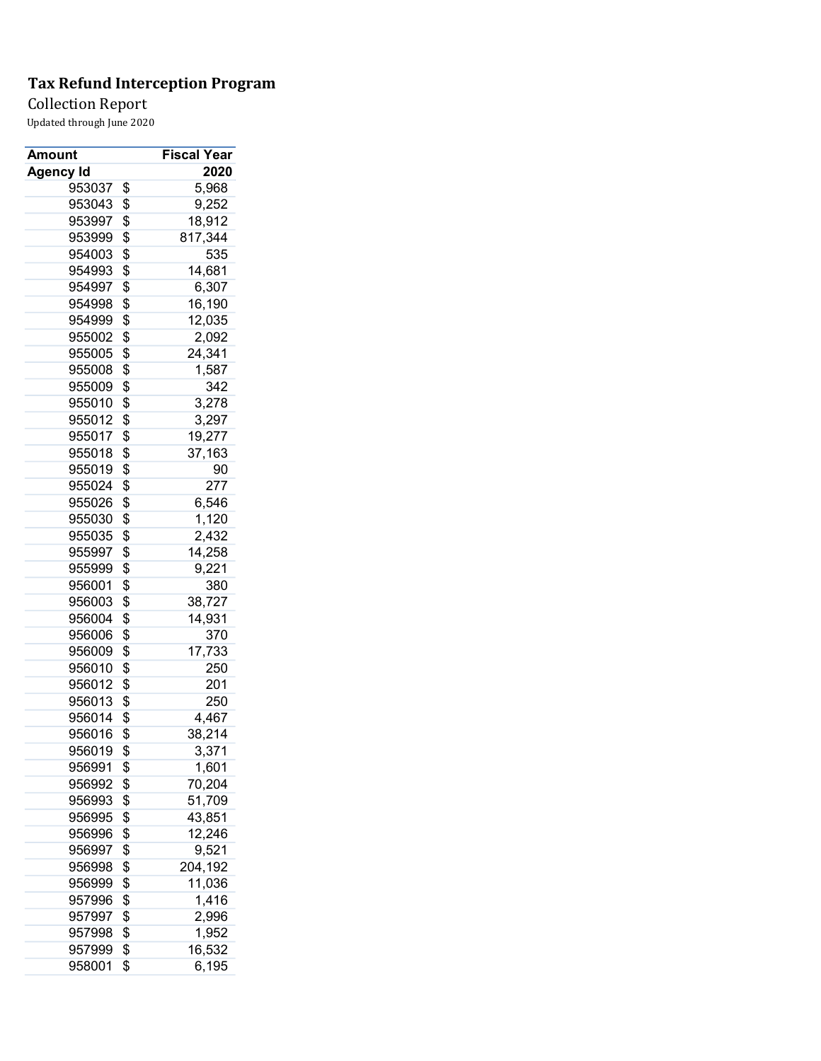**Tax Refund Interception Program**

Collection Report

Updated through June 2020

| Amount | Fiscal Year |
|---|---|
| **Agency Id** | **2020** |
| 953037 | $ 5,968 |
| 953043 | $ 9,252 |
| 953997 | $ 18,912 |
| 953999 | $ 817,344 |
| 954003 | $ 535 |
| 954993 | $ 14,681 |
| 954997 | $ 6,307 |
| 954998 | $ 16,190 |
| 954999 | $ 12,035 |
| 955002 | $ 2,092 |
| 955005 | $ 24,341 |
| 955008 | $ 1,587 |
| 955009 | $ 342 |
| 955010 | $ 3,278 |
| 955012 | $ 3,297 |
| 955017 | $ 19,277 |
| 955018 | $ 37,163 |
| 955019 | $ 90 |
| 955024 | $ 277 |
| 955026 | $ 6,546 |
| 955030 | $ 1,120 |
| 955035 | $ 2,432 |
| 955997 | $ 14,258 |
| 955999 | $ 9,221 |
| 956001 | $ 380 |
| 956003 | $ 38,727 |
| 956004 | $ 14,931 |
| 956006 | $ 370 |
| 956009 | $ 17,733 |
| 956010 | $ 250 |
| 956012 | $ 201 |
| 956013 | $ 250 |
| 956014 | $ 4,467 |
| 956016 | $ 38,214 |
| 956019 | $ 3,371 |
| 956991 | $ 1,601 |
| 956992 | $ 70,204 |
| 956993 | $ 51,709 |
| 956995 | $ 43,851 |
| 956996 | $ 12,246 |
| 956997 | $ 9,521 |
| 956998 | $ 204,192 |
| 956999 | $ 11,036 |
| 957996 | $ 1,416 |
| 957997 | $ 2,996 |
| 957998 | $ 1,952 |
| 957999 | $ 16,532 |
| 958001 | $ 6,195 |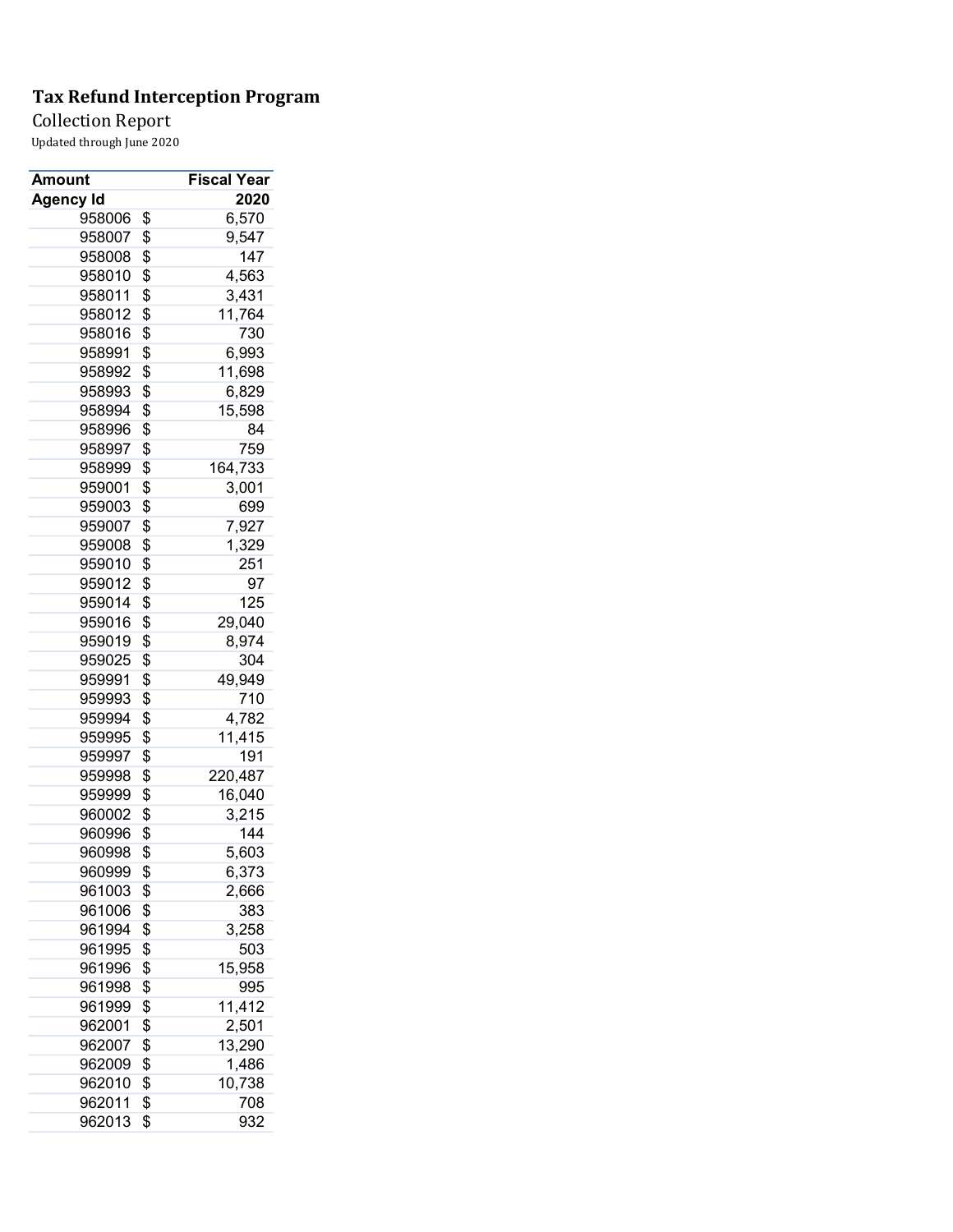# Tax Refund Interception Program

Collection Report

Updated through June 2020

| Amount | | Fiscal Year |
|---|---|---|
| Agency Id | | 2020 |
| 958006 | $ | 6,570 |
| 958007 | $ | 9,547 |
| 958008 | $ | 147 |
| 958010 | $ | 4,563 |
| 958011 | $ | 3,431 |
| 958012 | $ | 11,764 |
| 958016 | $ | 730 |
| 958991 | $ | 6,993 |
| 958992 | $ | 11,698 |
| 958993 | $ | 6,829 |
| 958994 | $ | 15,598 |
| 958996 | $ | 84 |
| 958997 | $ | 759 |
| 958999 | $ | 164,733 |
| 959001 | $ | 3,001 |
| 959003 | $ | 699 |
| 959007 | $ | 7,927 |
| 959008 | $ | 1,329 |
| 959010 | $ | 251 |
| 959012 | $ | 97 |
| 959014 | $ | 125 |
| 959016 | $ | 29,040 |
| 959019 | $ | 8,974 |
| 959025 | $ | 304 |
| 959991 | $ | 49,949 |
| 959993 | $ | 710 |
| 959994 | $ | 4,782 |
| 959995 | $ | 11,415 |
| 959997 | $ | 191 |
| 959998 | $ | 220,487 |
| 959999 | $ | 16,040 |
| 960002 | $ | 3,215 |
| 960996 | $ | 144 |
| 960998 | $ | 5,603 |
| 960999 | $ | 6,373 |
| 961003 | $ | 2,666 |
| 961006 | $ | 383 |
| 961994 | $ | 3,258 |
| 961995 | $ | 503 |
| 961996 | $ | 15,958 |
| 961998 | $ | 995 |
| 961999 | $ | 11,412 |
| 962001 | $ | 2,501 |
| 962007 | $ | 13,290 |
| 962009 | $ | 1,486 |
| 962010 | $ | 10,738 |
| 962011 | $ | 708 |
| 962013 | $ | 932 |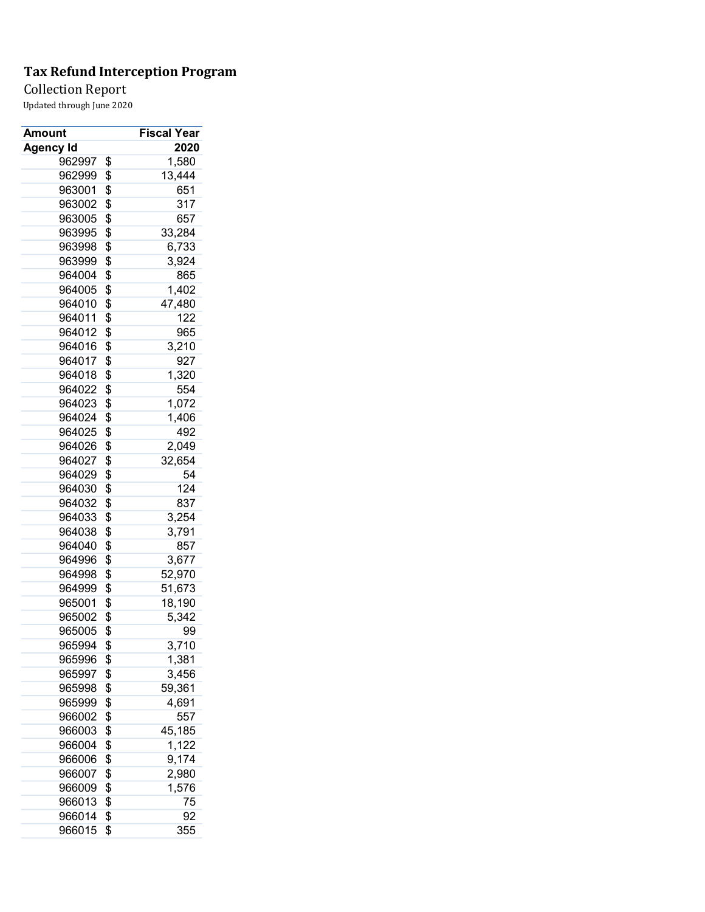**Tax Refund Interception Program**

Collection Report

Updated through June 2020

| Amount | Fiscal Year |
| --- | --- |
| Agency Id | 2020 |
| 962997 | $ 1,580 |
| 962999 | $ 13,444 |
| 963001 | $ 651 |
| 963002 | $ 317 |
| 963005 | $ 657 |
| 963995 | $ 33,284 |
| 963998 | $ 6,733 |
| 963999 | $ 3,924 |
| 964004 | $ 865 |
| 964005 | $ 1,402 |
| 964010 | $ 47,480 |
| 964011 | $ 122 |
| 964012 | $ 965 |
| 964016 | $ 3,210 |
| 964017 | $ 927 |
| 964018 | $ 1,320 |
| 964022 | $ 554 |
| 964023 | $ 1,072 |
| 964024 | $ 1,406 |
| 964025 | $ 492 |
| 964026 | $ 2,049 |
| 964027 | $ 32,654 |
| 964029 | $ 54 |
| 964030 | $ 124 |
| 964032 | $ 837 |
| 964033 | $ 3,254 |
| 964038 | $ 3,791 |
| 964040 | $ 857 |
| 964996 | $ 3,677 |
| 964998 | $ 52,970 |
| 964999 | $ 51,673 |
| 965001 | $ 18,190 |
| 965002 | $ 5,342 |
| 965005 | $ 99 |
| 965994 | $ 3,710 |
| 965996 | $ 1,381 |
| 965997 | $ 3,456 |
| 965998 | $ 59,361 |
| 965999 | $ 4,691 |
| 966002 | $ 557 |
| 966003 | $ 45,185 |
| 966004 | $ 1,122 |
| 966006 | $ 9,174 |
| 966007 | $ 2,980 |
| 966009 | $ 1,576 |
| 966013 | $ 75 |
| 966014 | $ 92 |
| 966015 | $ 355 |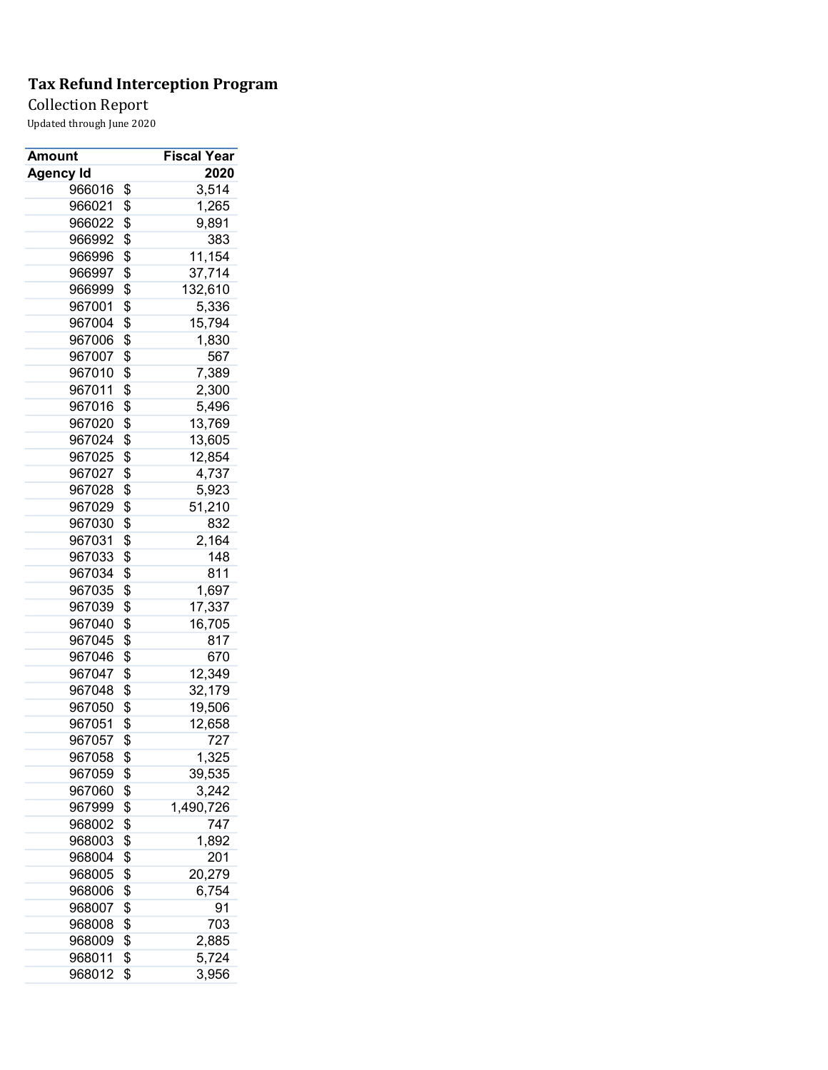# Tax Refund Interception Program

Collection Report

Updated through June 2020

| Amount | Fiscal Year |
|---|---|
| Agency Id | 2020 |
| 966016 | $ 3,514 |
| 966021 | $ 1,265 |
| 966022 | $ 9,891 |
| 966992 | $ 383 |
| 966996 | $ 11,154 |
| 966997 | $ 37,714 |
| 966999 | $ 132,610 |
| 967001 | $ 5,336 |
| 967004 | $ 15,794 |
| 967006 | $ 1,830 |
| 967007 | $ 567 |
| 967010 | $ 7,389 |
| 967011 | $ 2,300 |
| 967016 | $ 5,496 |
| 967020 | $ 13,769 |
| 967024 | $ 13,605 |
| 967025 | $ 12,854 |
| 967027 | $ 4,737 |
| 967028 | $ 5,923 |
| 967029 | $ 51,210 |
| 967030 | $ 832 |
| 967031 | $ 2,164 |
| 967033 | $ 148 |
| 967034 | $ 811 |
| 967035 | $ 1,697 |
| 967039 | $ 17,337 |
| 967040 | $ 16,705 |
| 967045 | $ 817 |
| 967046 | $ 670 |
| 967047 | $ 12,349 |
| 967048 | $ 32,179 |
| 967050 | $ 19,506 |
| 967051 | $ 12,658 |
| 967057 | $ 727 |
| 967058 | $ 1,325 |
| 967059 | $ 39,535 |
| 967060 | $ 3,242 |
| 967999 | $ 1,490,726 |
| 968002 | $ 747 |
| 968003 | $ 1,892 |
| 968004 | $ 201 |
| 968005 | $ 20,279 |
| 968006 | $ 6,754 |
| 968007 | $ 91 |
| 968008 | $ 703 |
| 968009 | $ 2,885 |
| 968011 | $ 5,724 |
| 968012 | $ 3,956 |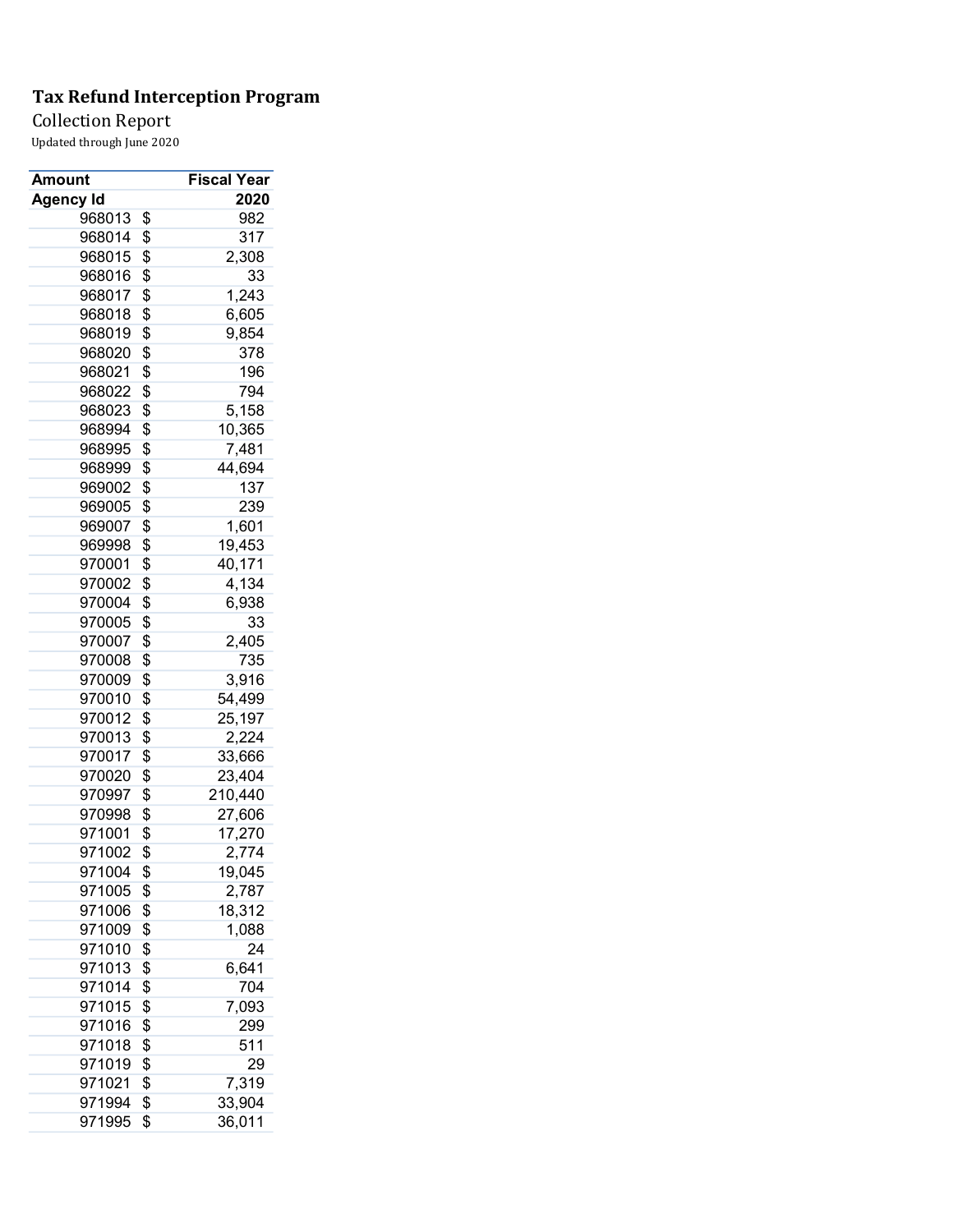# Tax Refund Interception Program

Collection Report

Updated through June 2020

| Amount | Fiscal Year |
|---|---|
| Agency Id | 2020 |
| 968013 | $ 982 |
| 968014 | $ 317 |
| 968015 | $ 2,308 |
| 968016 | $ 33 |
| 968017 | $ 1,243 |
| 968018 | $ 6,605 |
| 968019 | $ 9,854 |
| 968020 | $ 378 |
| 968021 | $ 196 |
| 968022 | $ 794 |
| 968023 | $ 5,158 |
| 968994 | $ 10,365 |
| 968995 | $ 7,481 |
| 968999 | $ 44,694 |
| 969002 | $ 137 |
| 969005 | $ 239 |
| 969007 | $ 1,601 |
| 969998 | $ 19,453 |
| 970001 | $ 40,171 |
| 970002 | $ 4,134 |
| 970004 | $ 6,938 |
| 970005 | $ 33 |
| 970007 | $ 2,405 |
| 970008 | $ 735 |
| 970009 | $ 3,916 |
| 970010 | $ 54,499 |
| 970012 | $ 25,197 |
| 970013 | $ 2,224 |
| 970017 | $ 33,666 |
| 970020 | $ 23,404 |
| 970997 | $ 210,440 |
| 970998 | $ 27,606 |
| 971001 | $ 17,270 |
| 971002 | $ 2,774 |
| 971004 | $ 19,045 |
| 971005 | $ 2,787 |
| 971006 | $ 18,312 |
| 971009 | $ 1,088 |
| 971010 | $ 24 |
| 971013 | $ 6,641 |
| 971014 | $ 704 |
| 971015 | $ 7,093 |
| 971016 | $ 299 |
| 971018 | $ 511 |
| 971019 | $ 29 |
| 971021 | $ 7,319 |
| 971994 | $ 33,904 |
| 971995 | $ 36,011 |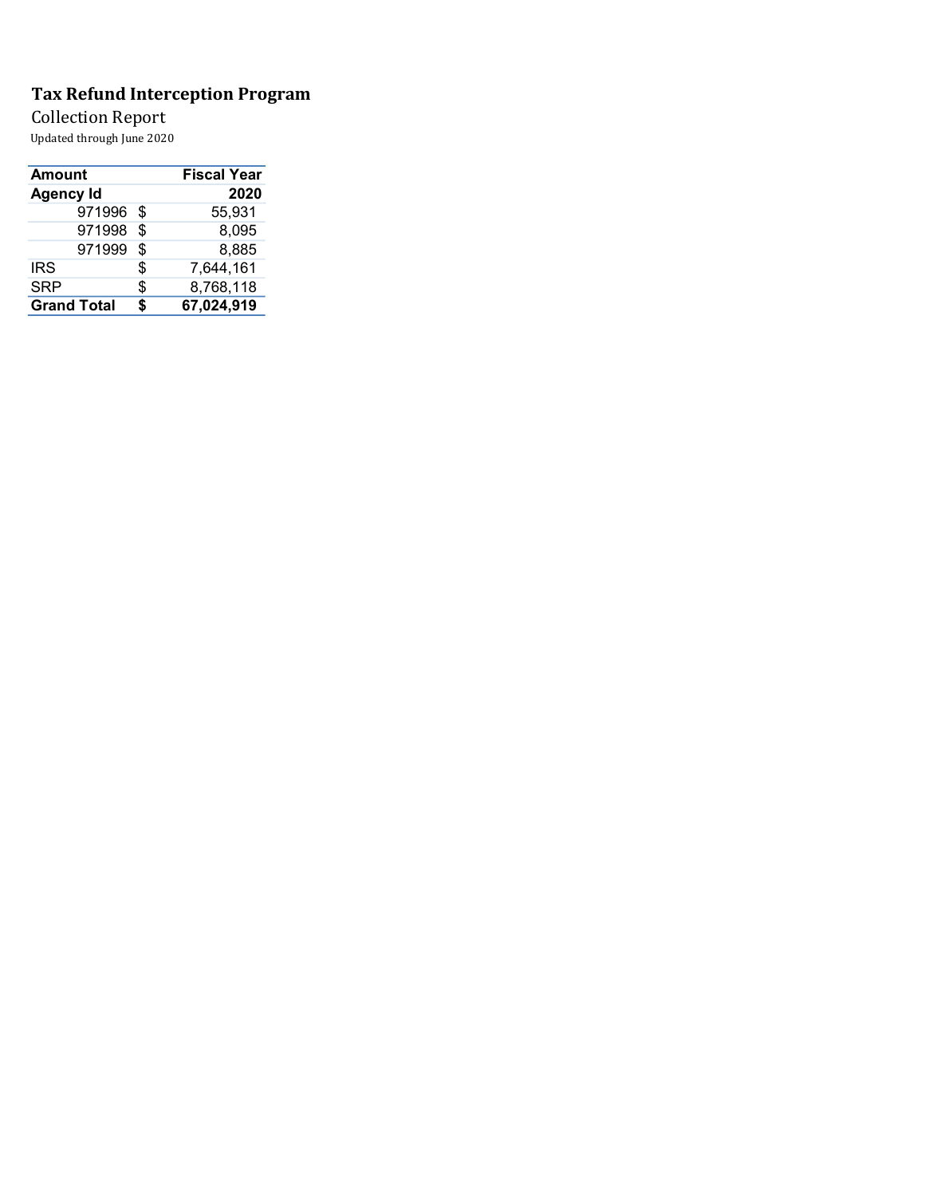# Tax Refund Interception Program

Collection Report

Updated through June 2020

| Amount | | Fiscal Year |
|---|---|---|
| **Agency Id** | | **2020** |
| 971996 | $ | 55,931 |
| 971998 | $ | 8,095 |
| 971999 | $ | 8,885 |
| IRS | $ | 7,644,161 |
| SRP | $ | 8,768,118 |
| **Grand Total** | **$** | **67,024,919** |